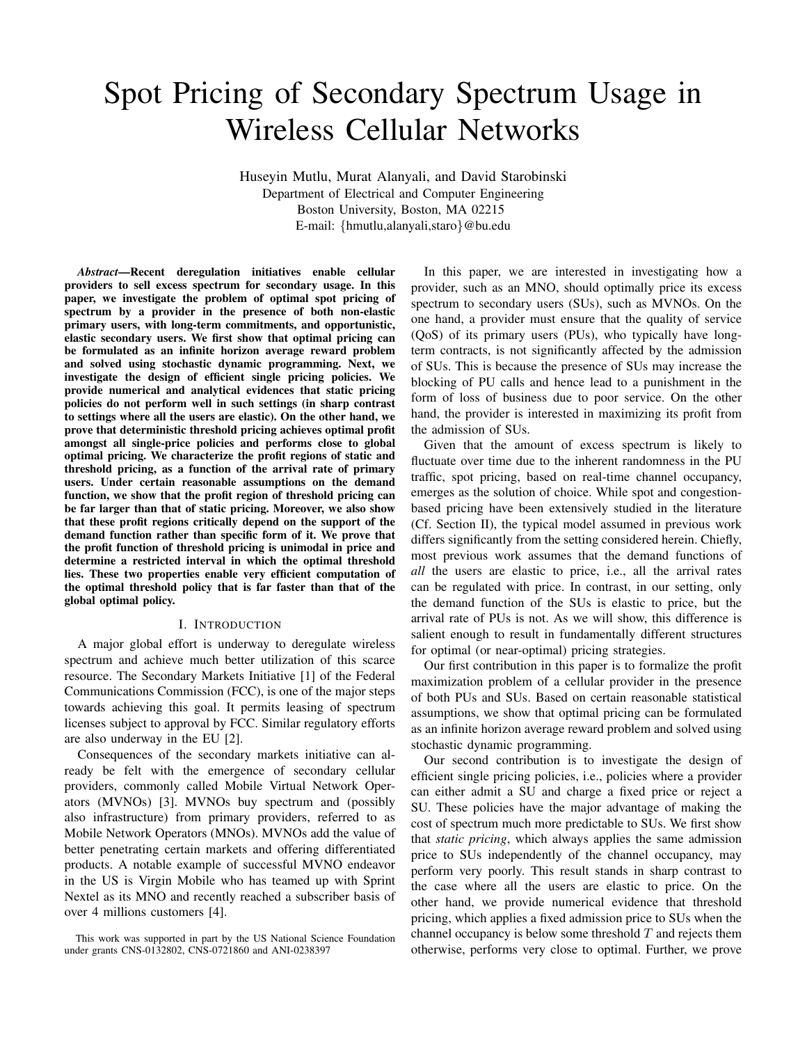# Spot Pricing of Secondary Spectrum Usage in Wireless Cellular Networks

Huseyin Mutlu, Murat Alanyali, and David Starobinski
Department of Electrical and Computer Engineering
Boston University, Boston, MA 02215
E-mail: {hmutlu,alanyali,staro}@bu.edu

***Abstract*—Recent deregulation initiatives enable cellular providers to sell excess spectrum for secondary usage. In this paper, we investigate the problem of optimal spot pricing of spectrum by a provider in the presence of both non-elastic primary users, with long-term commitments, and opportunistic, elastic secondary users. We first show that optimal pricing can be formulated as an infinite horizon average reward problem and solved using stochastic dynamic programming. Next, we investigate the design of efficient single pricing policies. We provide numerical and analytical evidences that static pricing policies do not perform well in such settings (in sharp contrast to settings where all the users are elastic). On the other hand, we prove that deterministic threshold pricing achieves optimal profit amongst all single-price policies and performs close to global optimal pricing. We characterize the profit regions of static and threshold pricing, as a function of the arrival rate of primary users. Under certain reasonable assumptions on the demand function, we show that the profit region of threshold pricing can be far larger than that of static pricing. Moreover, we also show that these profit regions critically depend on the support of the demand function rather than specific form of it. We prove that the profit function of threshold pricing is unimodal in price and determine a restricted interval in which the optimal threshold lies. These two properties enable very efficient computation of the optimal threshold policy that is far faster than that of the global optimal policy.**

## I. Introduction

A major global effort is underway to deregulate wireless spectrum and achieve much better utilization of this scarce resource. The Secondary Markets Initiative [1] of the Federal Communications Commission (FCC), is one of the major steps towards achieving this goal. It permits leasing of spectrum licenses subject to approval by FCC. Similar regulatory efforts are also underway in the EU [2].

Consequences of the secondary markets initiative can already be felt with the emergence of secondary cellular providers, commonly called Mobile Virtual Network Operators (MVNOs) [3]. MVNOs buy spectrum and (possibly also infrastructure) from primary providers, referred to as Mobile Network Operators (MNOs). MVNOs add the value of better penetrating certain markets and offering differentiated products. A notable example of successful MVNO endeavor in the US is Virgin Mobile who has teamed up with Sprint Nextel as its MNO and recently reached a subscriber basis of over 4 millions customers [4].

This work was supported in part by the US National Science Foundation under grants CNS-0132802, CNS-0721860 and ANI-0238397

In this paper, we are interested in investigating how a provider, such as an MNO, should optimally price its excess spectrum to secondary users (SUs), such as MVNOs. On the one hand, a provider must ensure that the quality of service (QoS) of its primary users (PUs), who typically have long-term contracts, is not significantly affected by the admission of SUs. This is because the presence of SUs may increase the blocking of PU calls and hence lead to a punishment in the form of loss of business due to poor service. On the other hand, the provider is interested in maximizing its profit from the admission of SUs.

Given that the amount of excess spectrum is likely to fluctuate over time due to the inherent randomness in the PU traffic, spot pricing, based on real-time channel occupancy, emerges as the solution of choice. While spot and congestion-based pricing have been extensively studied in the literature (Cf. Section II), the typical model assumed in previous work differs significantly from the setting considered herein. Chiefly, most previous work assumes that the demand functions of *all* the users are elastic to price, i.e., all the arrival rates can be regulated with price. In contrast, in our setting, only the demand function of the SUs is elastic to price, but the arrival rate of PUs is not. As we will show, this difference is salient enough to result in fundamentally different structures for optimal (or near-optimal) pricing strategies.

Our first contribution in this paper is to formalize the profit maximization problem of a cellular provider in the presence of both PUs and SUs. Based on certain reasonable statistical assumptions, we show that optimal pricing can be formulated as an infinite horizon average reward problem and solved using stochastic dynamic programming.

Our second contribution is to investigate the design of efficient single pricing policies, i.e., policies where a provider can either admit a SU and charge a fixed price or reject a SU. These policies have the major advantage of making the cost of spectrum much more predictable to SUs. We first show that *static pricing*, which always applies the same admission price to SUs independently of the channel occupancy, may perform very poorly. This result stands in sharp contrast to the case where all the users are elastic to price. On the other hand, we provide numerical evidence that threshold pricing, which applies a fixed admission price to SUs when the channel occupancy is below some threshold $T$ and rejects them otherwise, performs very close to optimal. Further, we prove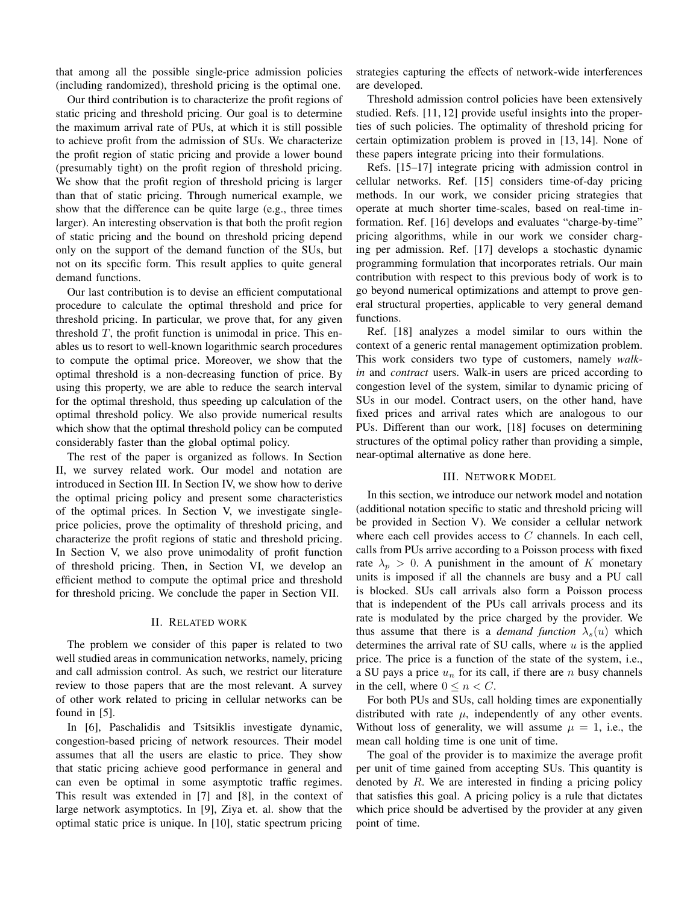that among all the possible single-price admission policies (including randomized), threshold pricing is the optimal one.

Our third contribution is to characterize the profit regions of static pricing and threshold pricing. Our goal is to determine the maximum arrival rate of PUs, at which it is still possible to achieve profit from the admission of SUs. We characterize the profit region of static pricing and provide a lower bound (presumably tight) on the profit region of threshold pricing. We show that the profit region of threshold pricing is larger than that of static pricing. Through numerical example, we show that the difference can be quite large (e.g., three times larger). An interesting observation is that both the profit region of static pricing and the bound on threshold pricing depend only on the support of the demand function of the SUs, but not on its specific form. This result applies to quite general demand functions.

Our last contribution is to devise an efficient computational procedure to calculate the optimal threshold and price for threshold pricing. In particular, we prove that, for any given threshold $T$, the profit function is unimodal in price. This enables us to resort to well-known logarithmic search procedures to compute the optimal price. Moreover, we show that the optimal threshold is a non-decreasing function of price. By using this property, we are able to reduce the search interval for the optimal threshold, thus speeding up calculation of the optimal threshold policy. We also provide numerical results which show that the optimal threshold policy can be computed considerably faster than the global optimal policy.

The rest of the paper is organized as follows. In Section II, we survey related work. Our model and notation are introduced in Section III. In Section IV, we show how to derive the optimal pricing policy and present some characteristics of the optimal prices. In Section V, we investigate single-price policies, prove the optimality of threshold pricing, and characterize the profit regions of static and threshold pricing. In Section V, we also prove unimodality of profit function of threshold pricing. Then, in Section VI, we develop an efficient method to compute the optimal price and threshold for threshold pricing. We conclude the paper in Section VII.

## II. Related work

The problem we consider of this paper is related to two well studied areas in communication networks, namely, pricing and call admission control. As such, we restrict our literature review to those papers that are the most relevant. A survey of other work related to pricing in cellular networks can be found in [5].

In [6], Paschalidis and Tsitsiklis investigate dynamic, congestion-based pricing of network resources. Their model assumes that all the users are elastic to price. They show that static pricing achieve good performance in general and can even be optimal in some asymptotic traffic regimes. This result was extended in [7] and [8], in the context of large network asymptotics. In [9], Ziya et. al. show that the optimal static price is unique. In [10], static spectrum pricing strategies capturing the effects of network-wide interferences are developed.

Threshold admission control policies have been extensively studied. Refs. [11, 12] provide useful insights into the properties of such policies. The optimality of threshold pricing for certain optimization problem is proved in [13, 14]. None of these papers integrate pricing into their formulations.

Refs. [15–17] integrate pricing with admission control in cellular networks. Ref. [15] considers time-of-day pricing methods. In our work, we consider pricing strategies that operate at much shorter time-scales, based on real-time information. Ref. [16] develops and evaluates "charge-by-time" pricing algorithms, while in our work we consider charging per admission. Ref. [17] develops a stochastic dynamic programming formulation that incorporates retrials. Our main contribution with respect to this previous body of work is to go beyond numerical optimizations and attempt to prove general structural properties, applicable to very general demand functions.

Ref. [18] analyzes a model similar to ours within the context of a generic rental management optimization problem. This work considers two type of customers, namely *walk-in* and *contract* users. Walk-in users are priced according to congestion level of the system, similar to dynamic pricing of SUs in our model. Contract users, on the other hand, have fixed prices and arrival rates which are analogous to our PUs. Different than our work, [18] focuses on determining structures of the optimal policy rather than providing a simple, near-optimal alternative as done here.

## III. Network Model

In this section, we introduce our network model and notation (additional notation specific to static and threshold pricing will be provided in Section V). We consider a cellular network where each cell provides access to $C$ channels. In each cell, calls from PUs arrive according to a Poisson process with fixed rate $\lambda_p > 0$. A punishment in the amount of $K$ monetary units is imposed if all the channels are busy and a PU call is blocked. SUs call arrivals also form a Poisson process that is independent of the PUs call arrivals process and its rate is modulated by the price charged by the provider. We thus assume that there is a *demand function* $\lambda_s(u)$ which determines the arrival rate of SU calls, where $u$ is the applied price. The price is a function of the state of the system, i.e., a SU pays a price $u_n$ for its call, if there are $n$ busy channels in the cell, where $0 \leq n < C$.

For both PUs and SUs, call holding times are exponentially distributed with rate $\mu$, independently of any other events. Without loss of generality, we will assume $\mu = 1$, i.e., the mean call holding time is one unit of time.

The goal of the provider is to maximize the average profit per unit of time gained from accepting SUs. This quantity is denoted by $R$. We are interested in finding a pricing policy that satisfies this goal. A pricing policy is a rule that dictates which price should be advertised by the provider at any given point of time.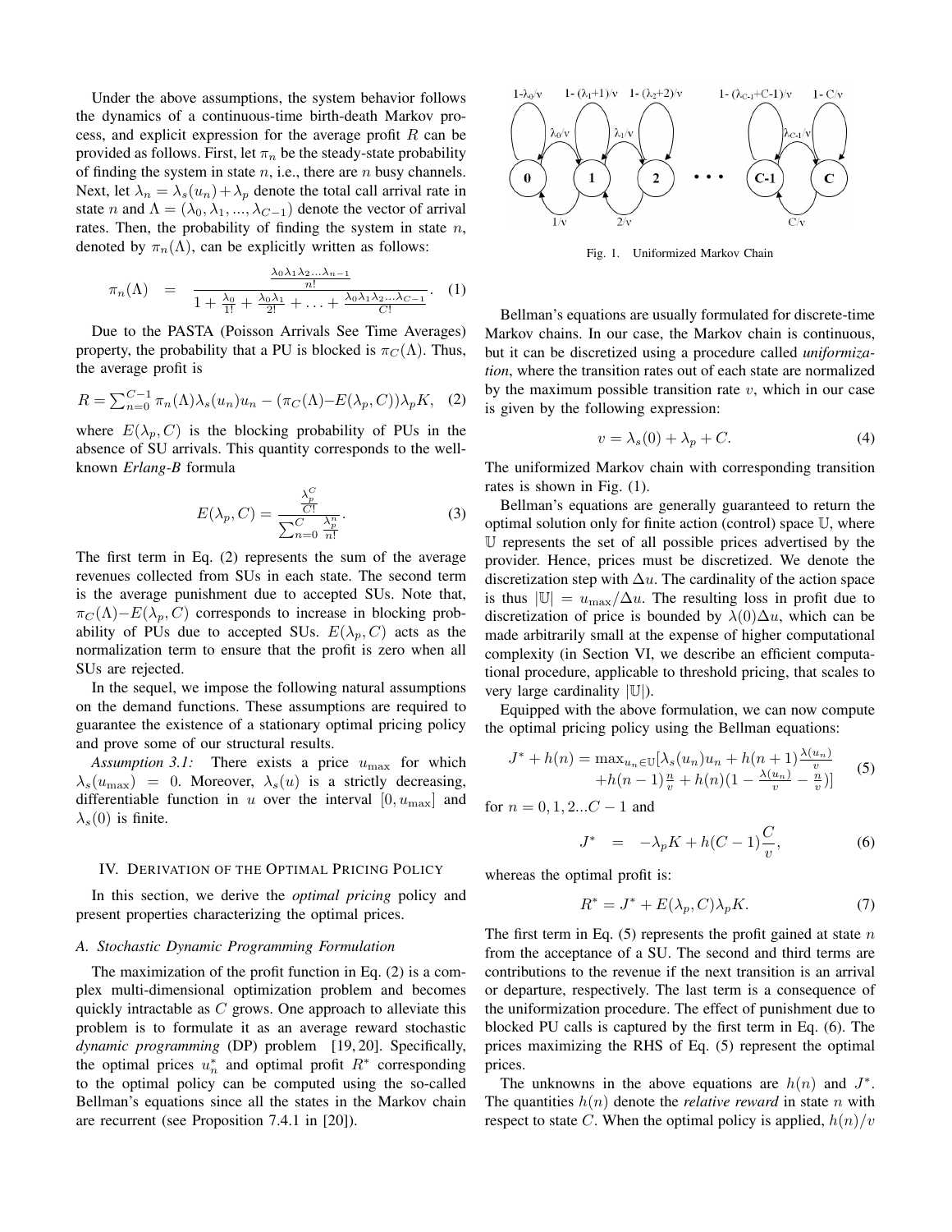Under the above assumptions, the system behavior follows the dynamics of a continuous-time birth-death Markov process, and explicit expression for the average profit $R$ can be provided as follows. First, let $\pi_n$ be the steady-state probability of finding the system in state $n$, i.e., there are $n$ busy channels. Next, let $\lambda_n = \lambda_s(u_n) + \lambda_p$ denote the total call arrival rate in state $n$ and $\Lambda = (\lambda_0, \lambda_1, ..., \lambda_{C-1})$ denote the vector of arrival rates. Then, the probability of finding the system in state $n$, denoted by $\pi_n(\Lambda)$, can be explicitly written as follows:

$$\pi_n(\Lambda) \quad = \quad \frac{\frac{\lambda_0 \lambda_1 \lambda_2 \ldots \lambda_{n-1}}{n!}}{1 + \frac{\lambda_0}{1!} + \frac{\lambda_0 \lambda_1}{2!} + \ldots + \frac{\lambda_0 \lambda_1 \lambda_2 \ldots \lambda_{C-1}}{C!}}. \quad (1)$$

Due to the PASTA (Poisson Arrivals See Time Averages) property, the probability that a PU is blocked is $\pi_C(\Lambda)$. Thus, the average profit is

$$R = \sum_{n=0}^{C-1} \pi_n(\Lambda) \lambda_s(u_n) u_n - (\pi_C(\Lambda) - E(\lambda_p, C)) \lambda_p K, \quad (2)$$

where $E(\lambda_p, C)$ is the blocking probability of PUs in the absence of SU arrivals. This quantity corresponds to the well-known *Erlang-B* formula

$$E(\lambda_p, C) = \frac{\frac{\lambda_p^C}{C!}}{\sum_{n=0}^{C} \frac{\lambda_p^n}{n!}}. \quad (3)$$

The first term in Eq. (2) represents the sum of the average revenues collected from SUs in each state. The second term is the average punishment due to accepted SUs. Note that, $\pi_C(\Lambda) - E(\lambda_p, C)$ corresponds to increase in blocking probability of PUs due to accepted SUs. $E(\lambda_p, C)$ acts as the normalization term to ensure that the profit is zero when all SUs are rejected.

In the sequel, we impose the following natural assumptions on the demand functions. These assumptions are required to guarantee the existence of a stationary optimal pricing policy and prove some of our structural results.

*Assumption 3.1:* There exists a price $u_{\max}$ for which $\lambda_s(u_{\max}) = 0$. Moreover, $\lambda_s(u)$ is a strictly decreasing, differentiable function in $u$ over the interval $[0, u_{\max}]$ and $\lambda_s(0)$ is finite.

## IV. Derivation of the Optimal Pricing Policy

In this section, we derive the *optimal pricing* policy and present properties characterizing the optimal prices.

### A. Stochastic Dynamic Programming Formulation

The maximization of the profit function in Eq. (2) is a complex multi-dimensional optimization problem and becomes quickly intractable as $C$ grows. One approach to alleviate this problem is to formulate it as an average reward stochastic *dynamic programming* (DP) problem [19, 20]. Specifically, the optimal prices $u_n^*$ and optimal profit $R^*$ corresponding to the optimal policy can be computed using the so-called Bellman's equations since all the states in the Markov chain are recurrent (see Proposition 7.4.1 in [20]).

Fig. 1. Uniformized Markov Chain

Bellman's equations are usually formulated for discrete-time Markov chains. In our case, the Markov chain is continuous, but it can be discretized using a procedure called *uniformization*, where the transition rates out of each state are normalized by the maximum possible transition rate $v$, which in our case is given by the following expression:

$$v = \lambda_s(0) + \lambda_p + C. \quad (4)$$

The uniformized Markov chain with corresponding transition rates is shown in Fig. (1).

Bellman's equations are generally guaranteed to return the optimal solution only for finite action (control) space $\mathbb{U}$, where $\mathbb{U}$ represents the set of all possible prices advertised by the provider. Hence, prices must be discretized. We denote the discretization step with $\Delta u$. The cardinality of the action space is thus $|\mathbb{U}| = u_{\max}/\Delta u$. The resulting loss in profit due to discretization of price is bounded by $\lambda(0)\Delta u$, which can be made arbitrarily small at the expense of higher computational complexity (in Section VI, we describe an efficient computational procedure, applicable to threshold pricing, that scales to very large cardinality $|\mathbb{U}|$).

Equipped with the above formulation, we can now compute the optimal pricing policy using the Bellman equations:

$$\begin{aligned} J^* + h(n) = \max_{u_n \in \mathbb{U}} [\lambda_s(u_n) u_n + h(n+1) \tfrac{\lambda(u_n)}{v} \\ + h(n-1) \tfrac{n}{v} + h(n)(1 - \tfrac{\lambda(u_n)}{v} - \tfrac{n}{v})] \end{aligned} \quad (5)$$

for $n = 0, 1, 2...C-1$ and

$$J^* \quad = \quad -\lambda_p K + h(C-1)\frac{C}{v}, \quad (6)$$

whereas the optimal profit is:

$$R^* = J^* + E(\lambda_p, C)\lambda_p K. \quad (7)$$

The first term in Eq. (5) represents the profit gained at state $n$ from the acceptance of a SU. The second and third terms are contributions to the revenue if the next transition is an arrival or departure, respectively. The last term is a consequence of the uniformization procedure. The effect of punishment due to blocked PU calls is captured by the first term in Eq. (6). The prices maximizing the RHS of Eq. (5) represent the optimal prices.

The unknowns in the above equations are $h(n)$ and $J^*$. The quantities $h(n)$ denote the *relative reward* in state $n$ with respect to state $C$. When the optimal policy is applied, $h(n)/v$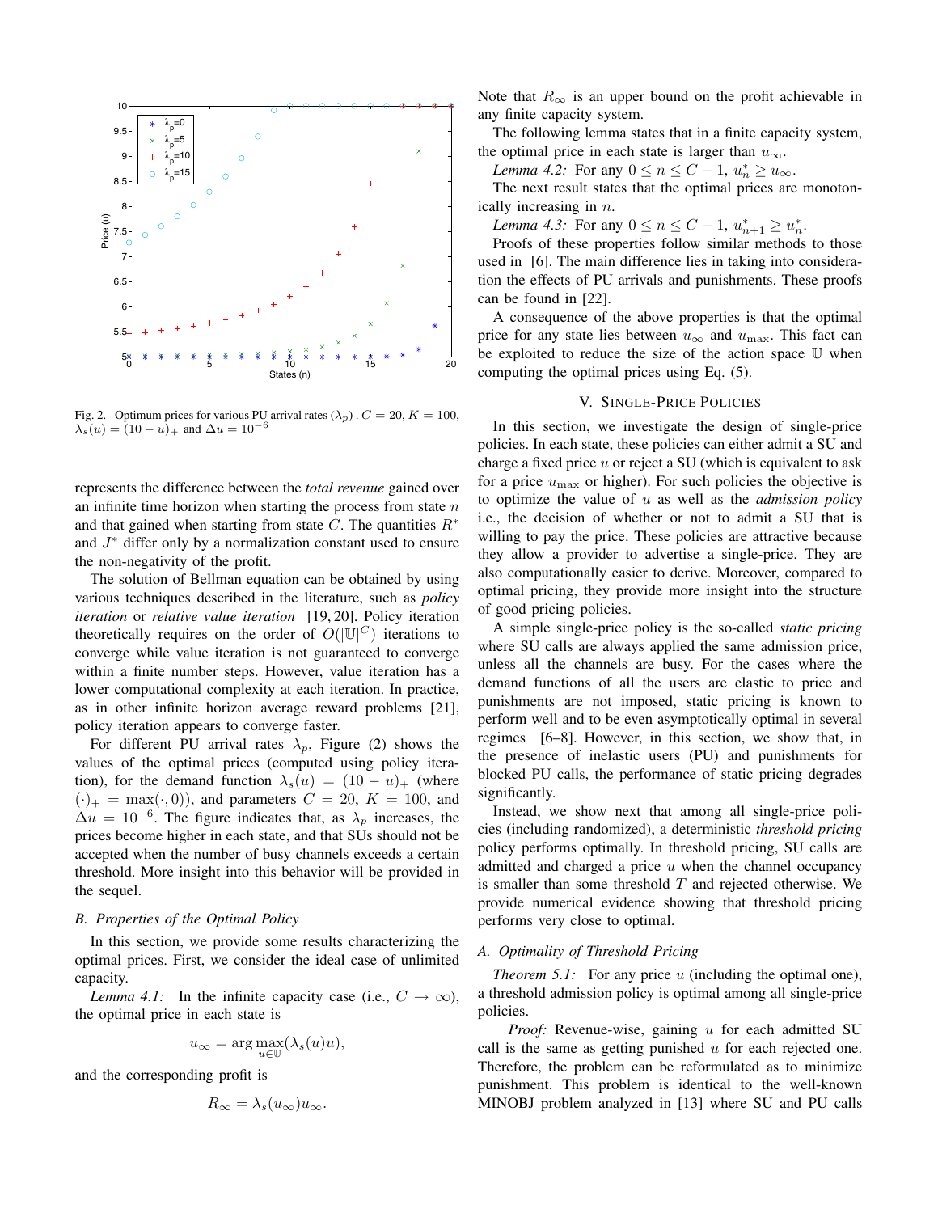Fig. 2. Optimum prices for various PU arrival rates ($\lambda_p$) . $C = 20$, $K = 100$, $\lambda_s(u) = (10 - u)_+$ and $\Delta u = 10^{-6}$

represents the difference between the *total revenue* gained over an infinite time horizon when starting the process from state $n$ and that gained when starting from state $C$. The quantities $R^*$ and $J^*$ differ only by a normalization constant used to ensure the non-negativity of the profit.

The solution of Bellman equation can be obtained by using various techniques described in the literature, such as *policy iteration* or *relative value iteration* [19, 20]. Policy iteration theoretically requires on the order of $O(|\mathbb{U}|^C)$ iterations to converge while value iteration is not guaranteed to converge within a finite number steps. However, value iteration has a lower computational complexity at each iteration. In practice, as in other infinite horizon average reward problems [21], policy iteration appears to converge faster.

For different PU arrival rates $\lambda_p$, Figure (2) shows the values of the optimal prices (computed using policy iteration), for the demand function $\lambda_s(u) = (10 - u)_+$ (where $(\cdot)_+ = \max(\cdot, 0)$), and parameters $C = 20$, $K = 100$, and $\Delta u = 10^{-6}$. The figure indicates that, as $\lambda_p$ increases, the prices become higher in each state, and that SUs should not be accepted when the number of busy channels exceeds a certain threshold. More insight into this behavior will be provided in the sequel.

### B. Properties of the Optimal Policy

In this section, we provide some results characterizing the optimal prices. First, we consider the ideal case of unlimited capacity.

*Lemma 4.1:* In the infinite capacity case (i.e., $C \to \infty$), the optimal price in each state is

$$u_\infty = \arg\max_{u \in \mathbb{U}} (\lambda_s(u)u),$$

and the corresponding profit is

$$R_\infty = \lambda_s(u_\infty)u_\infty.$$

Note that $R_\infty$ is an upper bound on the profit achievable in any finite capacity system.

The following lemma states that in a finite capacity system, the optimal price in each state is larger than $u_\infty$.

*Lemma 4.2:* For any $0 \le n \le C - 1$, $u_n^* \ge u_\infty$.

The next result states that the optimal prices are monotonically increasing in $n$.

*Lemma 4.3:* For any $0 \le n \le C - 1$, $u_{n+1}^* \ge u_n^*$.

Proofs of these properties follow similar methods to those used in [6]. The main difference lies in taking into consideration the effects of PU arrivals and punishments. These proofs can be found in [22].

A consequence of the above properties is that the optimal price for any state lies between $u_\infty$ and $u_{\max}$. This fact can be exploited to reduce the size of the action space $\mathbb{U}$ when computing the optimal prices using Eq. (5).

## V. SINGLE-PRICE POLICIES

In this section, we investigate the design of single-price policies. In each state, these policies can either admit a SU and charge a fixed price $u$ or reject a SU (which is equivalent to ask for a price $u_{\max}$ or higher). For such policies the objective is to optimize the value of $u$ as well as the *admission policy* i.e., the decision of whether or not to admit a SU that is willing to pay the price. These policies are attractive because they allow a provider to advertise a single-price. They are also computationally easier to derive. Moreover, compared to optimal pricing, they provide more insight into the structure of good pricing policies.

A simple single-price policy is the so-called *static pricing* where SU calls are always applied the same admission price, unless all the channels are busy. For the cases where the demand functions of all the users are elastic to price and punishments are not imposed, static pricing is known to perform well and to be even asymptotically optimal in several regimes [6–8]. However, in this section, we show that, in the presence of inelastic users (PU) and punishments for blocked PU calls, the performance of static pricing degrades significantly.

Instead, we show next that among all single-price policies (including randomized), a deterministic *threshold pricing* policy performs optimally. In threshold pricing, SU calls are admitted and charged a price $u$ when the channel occupancy is smaller than some threshold $T$ and rejected otherwise. We provide numerical evidence showing that threshold pricing performs very close to optimal.

### A. Optimality of Threshold Pricing

*Theorem 5.1:* For any price $u$ (including the optimal one), a threshold admission policy is optimal among all single-price policies.

*Proof:* Revenue-wise, gaining $u$ for each admitted SU call is the same as getting punished $u$ for each rejected one. Therefore, the problem can be reformulated as to minimize punishment. This problem is identical to the well-known MINOBJ problem analyzed in [13] where SU and PU calls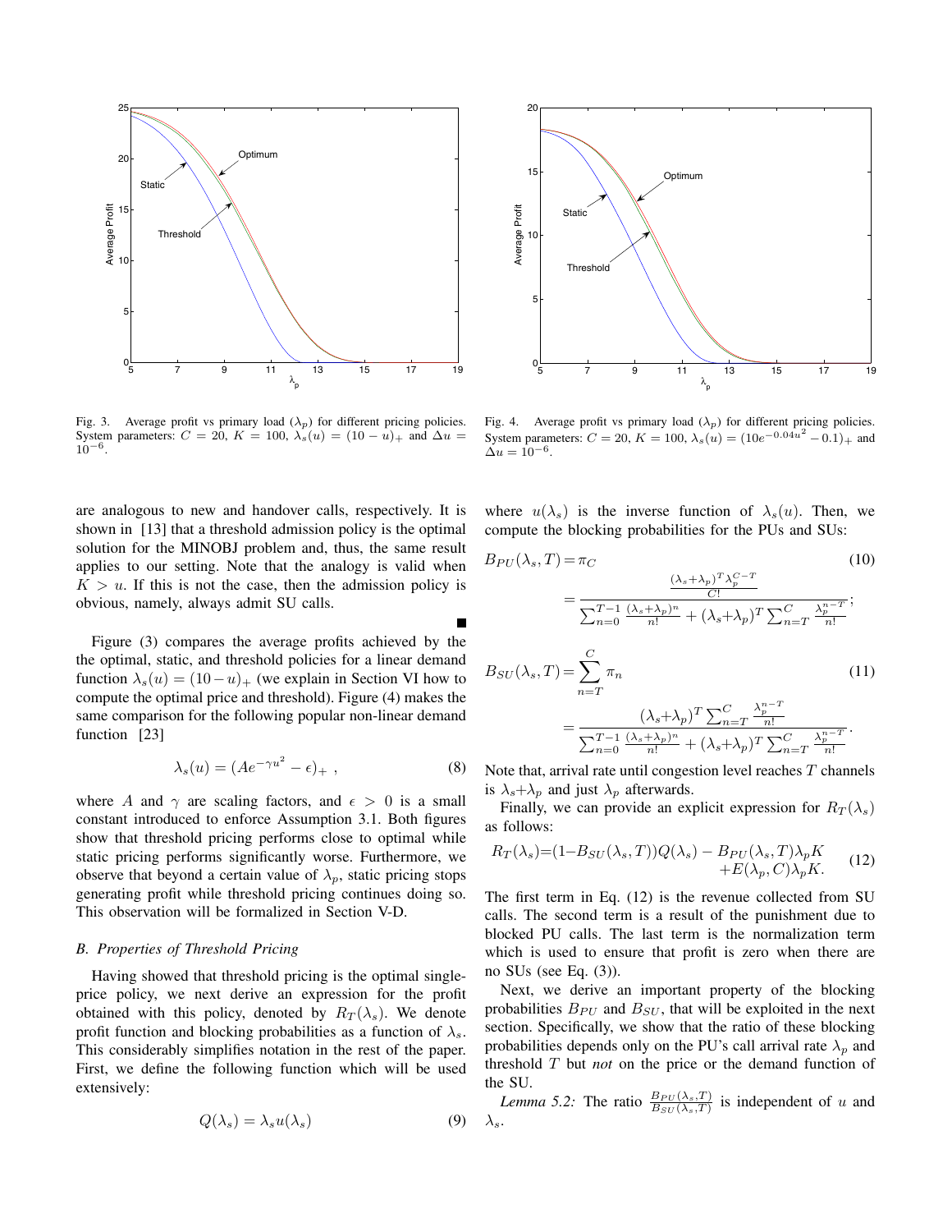Fig. 3. Average profit vs primary load ($\lambda_p$) for different pricing policies. System parameters: $C = 20$, $K = 100$, $\lambda_s(u) = (10 - u)_+$ and $\Delta u = 10^{-6}$.

Fig. 4. Average profit vs primary load ($\lambda_p$) for different pricing policies. System parameters: $C = 20$, $K = 100$, $\lambda_s(u) = (10e^{-0.04u^2} - 0.1)_+$ and $\Delta u = 10^{-6}$.

are analogous to new and handover calls, respectively. It is shown in [13] that a threshold admission policy is the optimal solution for the MINOBJ problem and, thus, the same result applies to our setting. Note that the analogy is valid when $K > u$. If this is not the case, then the admission policy is obvious, namely, always admit SU calls. ∎

Figure (3) compares the average profits achieved by the the optimal, static, and threshold policies for a linear demand function $\lambda_s(u) = (10-u)_+$ (we explain in Section VI how to compute the optimal price and threshold). Figure (4) makes the same comparison for the following popular non-linear demand function [23]

$$\lambda_s(u) = (Ae^{-\gamma u^2} - \epsilon)_+ \ , \tag{8}$$

where $A$ and $\gamma$ are scaling factors, and $\epsilon > 0$ is a small constant introduced to enforce Assumption 3.1. Both figures show that threshold pricing performs close to optimal while static pricing performs significantly worse. Furthermore, we observe that beyond a certain value of $\lambda_p$, static pricing stops generating profit while threshold pricing continues doing so. This observation will be formalized in Section V-D.

### B. Properties of Threshold Pricing

Having showed that threshold pricing is the optimal single-price policy, we next derive an expression for the profit obtained with this policy, denoted by $R_T(\lambda_s)$. We denote profit function and blocking probabilities as a function of $\lambda_s$. This considerably simplifies notation in the rest of the paper. First, we define the following function which will be used extensively:

$$Q(\lambda_s) = \lambda_s u(\lambda_s) \tag{9}$$

where $u(\lambda_s)$ is the inverse function of $\lambda_s(u)$. Then, we compute the blocking probabilities for the PUs and SUs:

$$B_{PU}(\lambda_s, T) = \pi_C = \frac{\frac{(\lambda_s+\lambda_p)^T \lambda_p^{C-T}}{C!}}{\sum_{n=0}^{T-1} \frac{(\lambda_s+\lambda_p)^n}{n!} + (\lambda_s+\lambda_p)^T \sum_{n=T}^{C} \frac{\lambda_p^{n-T}}{n!}}; \tag{10}$$

$$B_{SU}(\lambda_s, T) = \sum_{n=T}^{C} \pi_n = \frac{(\lambda_s+\lambda_p)^T \sum_{n=T}^{C} \frac{\lambda_p^{n-T}}{n!}}{\sum_{n=0}^{T-1} \frac{(\lambda_s+\lambda_p)^n}{n!} + (\lambda_s+\lambda_p)^T \sum_{n=T}^{C} \frac{\lambda_p^{n-T}}{n!}}. \tag{11}$$

Note that, arrival rate until congestion level reaches $T$ channels is $\lambda_s+\lambda_p$ and just $\lambda_p$ afterwards.

Finally, we can provide an explicit expression for $R_T(\lambda_s)$ as follows:

$$R_T(\lambda_s) = (1-B_{SU}(\lambda_s, T))Q(\lambda_s) - B_{PU}(\lambda_s, T)\lambda_p K + E(\lambda_p, C)\lambda_p K. \tag{12}$$

The first term in Eq. (12) is the revenue collected from SU calls. The second term is a result of the punishment due to blocked PU calls. The last term is the normalization term which is used to ensure that profit is zero when there are no SUs (see Eq. (3)).

Next, we derive an important property of the blocking probabilities $B_{PU}$ and $B_{SU}$, that will be exploited in the next section. Specifically, we show that the ratio of these blocking probabilities depends only on the PU's call arrival rate $\lambda_p$ and threshold $T$ but *not* on the price or the demand function of the SU.

*Lemma 5.2:* The ratio $\frac{B_{PU}(\lambda_s, T)}{B_{SU}(\lambda_s, T)}$ is independent of $u$ and $\lambda_s$.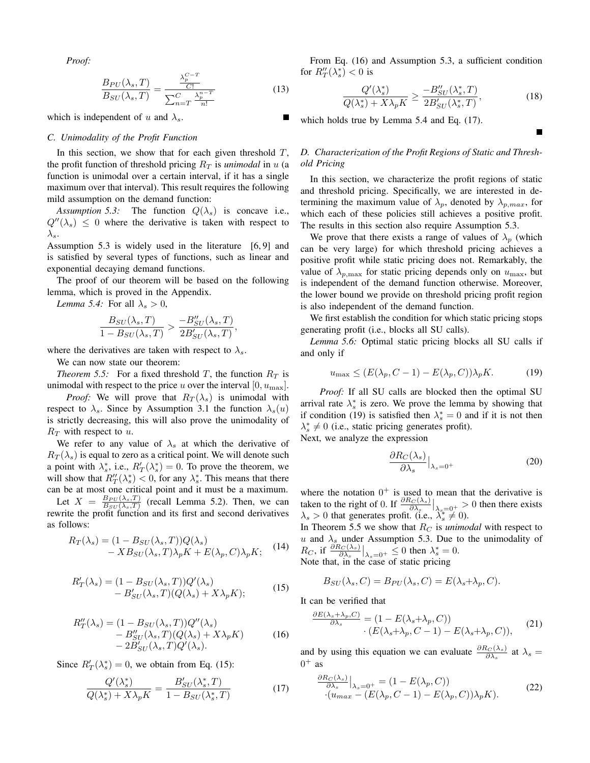*Proof:*

$$\frac{B_{PU}(\lambda_s, T)}{B_{SU}(\lambda_s, T)} = \frac{\frac{\lambda_p^{C-T}}{C!}}{\sum_{n=T}^{C} \frac{\lambda_p^{n-T}}{n!}} \tag{13}$$

which is independent of $u$ and $\lambda_s$. ∎

### C. Unimodality of the Profit Function

In this section, we show that for each given threshold $T$, the profit function of threshold pricing $R_T$ is *unimodal* in $u$ (a function is unimodal over a certain interval, if it has a single maximum over that interval). This result requires the following mild assumption on the demand function:

*Assumption 5.3:* The function $Q(\lambda_s)$ is concave i.e., $Q''(\lambda_s) \leq 0$ where the derivative is taken with respect to $\lambda_s$.

Assumption 5.3 is widely used in the literature [6, 9] and is satisfied by several types of functions, such as linear and exponential decaying demand functions.

The proof of our theorem will be based on the following lemma, which is proved in the Appendix.

*Lemma 5.4:* For all $\lambda_s > 0$,

$$\frac{B_{SU}(\lambda_s, T)}{1 - B_{SU}(\lambda_s, T)} > \frac{-B''_{SU}(\lambda_s, T)}{2B'_{SU}(\lambda_s, T)},$$

where the derivatives are taken with respect to $\lambda_s$.

We can now state our theorem:

*Theorem 5.5:* For a fixed threshold $T$, the function $R_T$ is unimodal with respect to the price $u$ over the interval $[0, u_{\max}]$.

*Proof:* We will prove that $R_T(\lambda_s)$ is unimodal with respect to $\lambda_s$. Since by Assumption 3.1 the function $\lambda_s(u)$ is strictly decreasing, this will also prove the unimodality of $R_T$ with respect to $u$.

We refer to any value of $\lambda_s$ at which the derivative of $R_T(\lambda_s)$ is equal to zero as a critical point. We will denote such a point with $\lambda_s^*$, i.e., $R'_T(\lambda_s^*) = 0$. To prove the theorem, we will show that $R''_T(\lambda_s^*) < 0$, for any $\lambda_s^*$. This means that there can be at most one critical point and it must be a maximum.

Let $X = \frac{B_{PU}(\lambda_s, T)}{B_{SU}(\lambda_s, T)}$ (recall Lemma 5.2). Then, we can rewrite the profit function and its first and second derivatives as follows:

$$\begin{aligned} R_T(\lambda_s) = &(1 - B_{SU}(\lambda_s, T))Q(\lambda_s) \\ &- XB_{SU}(\lambda_s, T)\lambda_p K + E(\lambda_p, C)\lambda_p K; \end{aligned} \tag{14}$$

$$\begin{aligned} R'_T(\lambda_s) = &(1 - B_{SU}(\lambda_s, T))Q'(\lambda_s) \\ &- B'_{SU}(\lambda_s, T)(Q(\lambda_s) + X\lambda_p K); \end{aligned} \tag{15}$$

$$\begin{aligned} R''_T(\lambda_s) = &(1 - B_{SU}(\lambda_s, T))Q''(\lambda_s) \\ &- B''_{SU}(\lambda_s, T)(Q(\lambda_s) + X\lambda_p K) \\ &- 2B'_{SU}(\lambda_s, T)Q'(\lambda_s). \end{aligned} \tag{16}$$

Since $R'_T(\lambda_s^*) = 0$, we obtain from Eq. (15):

$$\frac{Q'(\lambda_s^*)}{Q(\lambda_s^*) + X\lambda_p K} = \frac{B'_{SU}(\lambda_s^*, T)}{1 - B_{SU}(\lambda_s^*, T)} \tag{17}$$

From Eq. (16) and Assumption 5.3, a sufficient condition for $R''_T(\lambda_s^*) < 0$ is

$$\frac{Q'(\lambda_s^*)}{Q(\lambda_s^*) + X\lambda_p K} \geq \frac{-B''_{SU}(\lambda_s^*, T)}{2B'_{SU}(\lambda_s^*, T)}, \tag{18}$$

which holds true by Lemma 5.4 and Eq. (17). ∎

### D. Characterization of the Profit Regions of Static and Threshold Pricing

In this section, we characterize the profit regions of static and threshold pricing. Specifically, we are interested in determining the maximum value of $\lambda_p$, denoted by $\lambda_{p,max}$, for which each of these policies still achieves a positive profit. The results in this section also require Assumption 5.3.

We prove that there exists a range of values of $\lambda_p$ (which can be very large) for which threshold pricing achieves a positive profit while static pricing does not. Remarkably, the value of $\lambda_{p,\max}$ for static pricing depends only on $u_{\max}$, but is independent of the demand function otherwise. Moreover, the lower bound we provide on threshold pricing profit region is also independent of the demand function.

We first establish the condition for which static pricing stops generating profit (i.e., blocks all SU calls).

*Lemma 5.6:* Optimal static pricing blocks all SU calls if and only if

$$u_{\max} \leq (E(\lambda_p, C-1) - E(\lambda_p, C))\lambda_p K. \tag{19}$$

*Proof:* If all SU calls are blocked then the optimal SU arrival rate $\lambda_s^*$ is zero. We prove the lemma by showing that if condition (19) is satisfied then $\lambda_s^* = 0$ and if it is not then $\lambda_s^* \neq 0$ (i.e., static pricing generates profit).

Next, we analyze the expression

$$\frac{\partial R_C(\lambda_s)}{\partial \lambda_s}\Big|_{\lambda_s = 0^+} \tag{20}$$

where the notation $0^+$ is used to mean that the derivative is taken to the right of 0. If $\frac{\partial R_C(\lambda_s)}{\partial \lambda_s}\big|_{\lambda_s=0^+} > 0$ then there exists $\lambda_s > 0$ that generates profit. (i.e., $\lambda_s^* \neq 0$).

In Theorem 5.5 we show that $R_C$ is *unimodal* with respect to $u$ and $\lambda_s$ under Assumption 5.3. Due to the unimodality of $R_C$, if $\frac{\partial R_C(\lambda_s)}{\partial \lambda_s}\big|_{\lambda_s=0^+} \leq 0$ then $\lambda_s^* = 0$.

Note that, in the case of static pricing

$$B_{SU}(\lambda_s, C) = B_{PU}(\lambda_s, C) = E(\lambda_s + \lambda_p, C).$$

It can be verified that

$$\begin{aligned} \frac{\partial E(\lambda_s + \lambda_p, C)}{\partial \lambda_s} = &(1 - E(\lambda_s + \lambda_p, C)) \\ &\cdot (E(\lambda_s + \lambda_p, C-1) - E(\lambda_s + \lambda_p, C)), \end{aligned} \tag{21}$$

and by using this equation we can evaluate $\frac{\partial R_C(\lambda_s)}{\partial \lambda_s}$ at $\lambda_s = 0^+$ as

$$\begin{aligned} \frac{\partial R_C(\lambda_s)}{\partial \lambda_s}\Big|_{\lambda_s=0^+} = &(1 - E(\lambda_p, C)) \\ &\cdot (u_{max} - (E(\lambda_p, C-1) - E(\lambda_p, C))\lambda_p K). \end{aligned} \tag{22}$$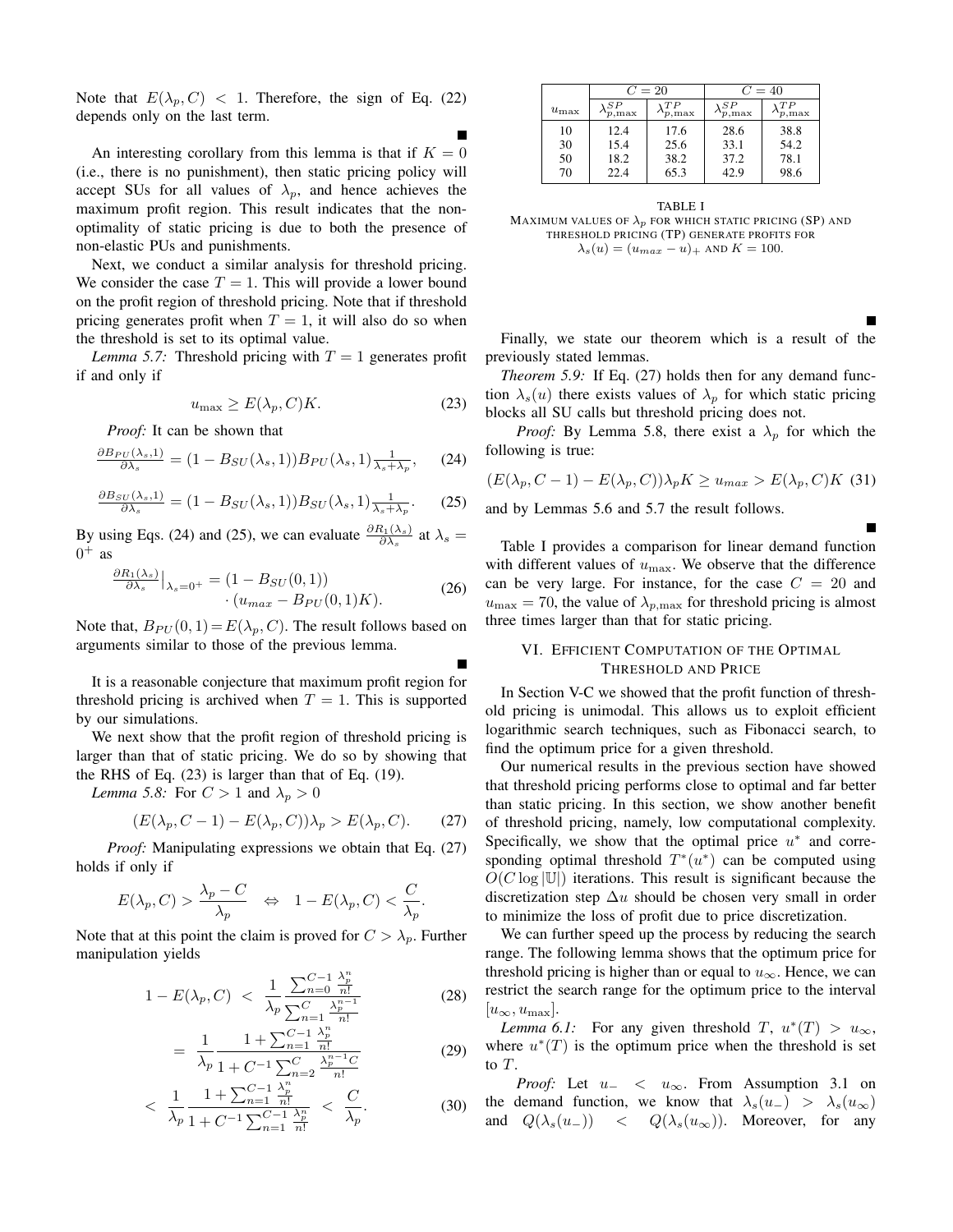Note that $E(\lambda_p, C) < 1$. Therefore, the sign of Eq. (22) depends only on the last term. ∎

An interesting corollary from this lemma is that if $K = 0$ (i.e., there is no punishment), then static pricing policy will accept SUs for all values of $\lambda_p$, and hence achieves the maximum profit region. This result indicates that the non-optimality of static pricing is due to both the presence of non-elastic PUs and punishments.

Next, we conduct a similar analysis for threshold pricing. We consider the case $T = 1$. This will provide a lower bound on the profit region of threshold pricing. Note that if threshold pricing generates profit when $T = 1$, it will also do so when the threshold is set to its optimal value.

*Lemma 5.7:* Threshold pricing with $T = 1$ generates profit if and only if

$$u_{\max} \geq E(\lambda_p, C)K. \tag{23}$$

*Proof:* It can be shown that

$$\frac{\partial B_{PU}(\lambda_s,1)}{\partial \lambda_s} = (1 - B_{SU}(\lambda_s, 1))B_{PU}(\lambda_s, 1)\frac{1}{\lambda_s+\lambda_p}, \tag{24}$$

$$\frac{\partial B_{SU}(\lambda_s,1)}{\partial \lambda_s} = (1 - B_{SU}(\lambda_s, 1))B_{SU}(\lambda_s, 1)\frac{1}{\lambda_s+\lambda_p}. \tag{25}$$

By using Eqs. (24) and (25), we can evaluate $\frac{\partial R_1(\lambda_s)}{\partial \lambda_s}$ at $\lambda_s = 0^+$ as

$$\begin{aligned}\frac{\partial R_1(\lambda_s)}{\partial \lambda_s}\big|_{\lambda_s=0^+} &= (1 - B_{SU}(0, 1)) \\ &\quad \cdot (u_{max} - B_{PU}(0, 1)K).\end{aligned} \tag{26}$$

Note that, $B_{PU}(0, 1) = E(\lambda_p, C)$. The result follows based on arguments similar to those of the previous lemma. ∎

It is a reasonable conjecture that maximum profit region for threshold pricing is archived when $T = 1$. This is supported by our simulations.

We next show that the profit region of threshold pricing is larger than that of static pricing. We do so by showing that the RHS of Eq. (23) is larger than that of Eq. (19).

*Lemma 5.8:* For $C > 1$ and $\lambda_p > 0$

$$(E(\lambda_p, C-1) - E(\lambda_p, C))\lambda_p > E(\lambda_p, C). \tag{27}$$

*Proof:* Manipulating expressions we obtain that Eq. (27) holds if only if

$$E(\lambda_p, C) > \frac{\lambda_p - C}{\lambda_p} \quad \Leftrightarrow \quad 1 - E(\lambda_p, C) < \frac{C}{\lambda_p}.$$

Note that at this point the claim is proved for $C > \lambda_p$. Further manipulation yields

$$1 - E(\lambda_p, C) \;<\; \frac{1}{\lambda_p}\frac{\sum_{n=0}^{C-1}\frac{\lambda_p^n}{n!}}{\sum_{n=1}^{C}\frac{\lambda_p^{n-1}}{n!}} \tag{28}$$

$$= \;\frac{1}{\lambda_p}\frac{1 + \sum_{n=1}^{C-1}\frac{\lambda_p^n}{n!}}{1 + C^{-1}\sum_{n=2}^{C}\frac{\lambda_p^{n-1}C}{n!}} \tag{29}$$

$$< \;\frac{1}{\lambda_p}\frac{1 + \sum_{n=1}^{C-1}\frac{\lambda_p^n}{n!}}{1 + C^{-1}\sum_{n=1}^{C-1}\frac{\lambda_p^n}{n!}} \;<\; \frac{C}{\lambda_p}. \tag{30}$$

| $u_{\max}$ | $C = 20$ | | $C = 40$ | |
|---|---|---|---|---|
| | $\lambda_{p,\max}^{SP}$ | $\lambda_{p,\max}^{TP}$ | $\lambda_{p,\max}^{SP}$ | $\lambda_{p,\max}^{TP}$ |
| 10 | 12.4 | 17.6 | 28.6 | 38.8 |
| 30 | 15.4 | 25.6 | 33.1 | 54.2 |
| 50 | 18.2 | 38.2 | 37.2 | 78.1 |
| 70 | 22.4 | 65.3 | 42.9 | 98.6 |

TABLE I
MAXIMUM VALUES OF $\lambda_p$ FOR WHICH STATIC PRICING (SP) AND THRESHOLD PRICING (TP) GENERATE PROFITS FOR $\lambda_s(u) = (u_{max} - u)_+$ AND $K = 100$.

∎

Finally, we state our theorem which is a result of the previously stated lemmas.

*Theorem 5.9:* If Eq. (27) holds then for any demand function $\lambda_s(u)$ there exists values of $\lambda_p$ for which static pricing blocks all SU calls but threshold pricing does not.

*Proof:* By Lemma 5.8, there exist a $\lambda_p$ for which the following is true:

$$(E(\lambda_p, C-1) - E(\lambda_p, C))\lambda_p K \geq u_{max} > E(\lambda_p, C)K \tag{31}$$

and by Lemmas 5.6 and 5.7 the result follows. ∎

Table I provides a comparison for linear demand function with different values of $u_{\max}$. We observe that the difference can be very large. For instance, for the case $C = 20$ and $u_{\max} = 70$, the value of $\lambda_{p,\max}$ for threshold pricing is almost three times larger than that for static pricing.

## VI. Efficient Computation of the Optimal Threshold and Price

In Section V-C we showed that the profit function of threshold pricing is unimodal. This allows us to exploit efficient logarithmic search techniques, such as Fibonacci search, to find the optimum price for a given threshold.

Our numerical results in the previous section have showed that threshold pricing performs close to optimal and far better than static pricing. In this section, we show another benefit of threshold pricing, namely, low computational complexity. Specifically, we show that the optimal price $u^*$ and corresponding optimal threshold $T^*(u^*)$ can be computed using $O(C \log |\mathbb{U}|)$ iterations. This result is significant because the discretization step $\Delta u$ should be chosen very small in order to minimize the loss of profit due to price discretization.

We can further speed up the process by reducing the search range. The following lemma shows that the optimum price for threshold pricing is higher than or equal to $u_\infty$. Hence, we can restrict the search range for the optimum price to the interval $[u_\infty, u_{\max}]$.

*Lemma 6.1:* For any given threshold $T$, $u^*(T) > u_\infty$, where $u^*(T)$ is the optimum price when the threshold is set to $T$.

*Proof:* Let $u_- < u_\infty$. From Assumption 3.1 on the demand function, we know that $\lambda_s(u_-) > \lambda_s(u_\infty)$ and $Q(\lambda_s(u_-)) < Q(\lambda_s(u_\infty))$. Moreover, for any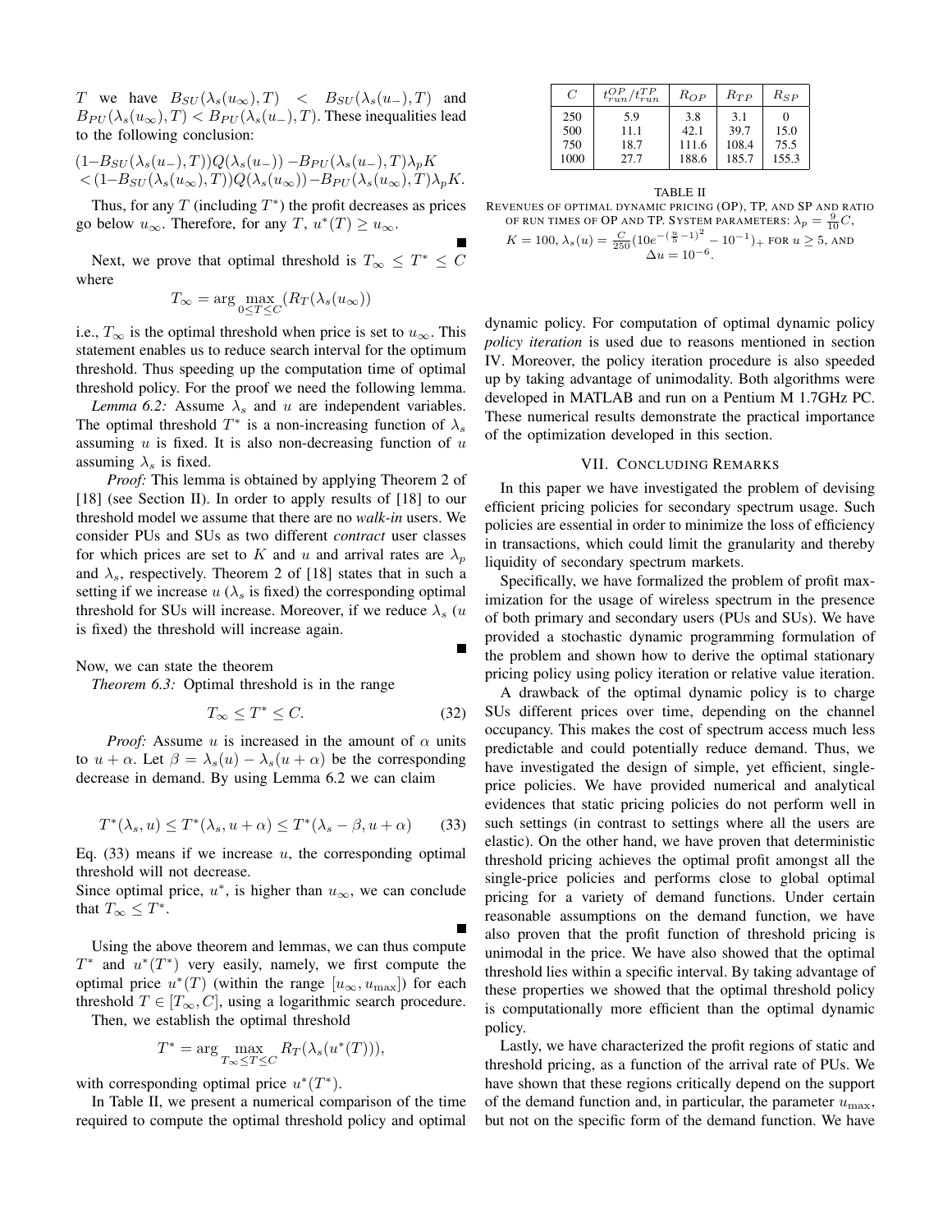$T$ we have $B_{SU}(\lambda_s(u_\infty), T) < B_{SU}(\lambda_s(u_-), T)$ and $B_{PU}(\lambda_s(u_\infty), T) < B_{PU}(\lambda_s(u_-), T)$. These inequalities lead to the following conclusion:

$$(1 - B_{SU}(\lambda_s(u_-), T))Q(\lambda_s(u_-)) - B_{PU}(\lambda_s(u_-), T)\lambda_p K < (1 - B_{SU}(\lambda_s(u_\infty), T))Q(\lambda_s(u_\infty)) - B_{PU}(\lambda_s(u_\infty), T)\lambda_p K.$$

Thus, for any $T$ (including $T^*$) the profit decreases as prices go below $u_\infty$. Therefore, for any $T$, $u^*(T) \geq u_\infty$. ∎

Next, we prove that optimal threshold is $T_\infty \leq T^* \leq C$ where

$$T_\infty = \arg \max_{0 \leq T \leq C} (R_T(\lambda_s(u_\infty))$$

i.e., $T_\infty$ is the optimal threshold when price is set to $u_\infty$. This statement enables us to reduce search interval for the optimum threshold. Thus speeding up the computation time of optimal threshold policy. For the proof we need the following lemma.

*Lemma 6.2:* Assume $\lambda_s$ and $u$ are independent variables. The optimal threshold $T^*$ is a non-increasing function of $\lambda_s$ assuming $u$ is fixed. It is also non-decreasing function of $u$ assuming $\lambda_s$ is fixed.

*Proof:* This lemma is obtained by applying Theorem 2 of [18] (see Section II). In order to apply results of [18] to our threshold model we assume that there are no *walk-in* users. We consider PUs and SUs as two different *contract* user classes for which prices are set to $K$ and $u$ and arrival rates are $\lambda_p$ and $\lambda_s$, respectively. Theorem 2 of [18] states that in such a setting if we increase $u$ ($\lambda_s$ is fixed) the corresponding optimal threshold for SUs will increase. Moreover, if we reduce $\lambda_s$ ($u$ is fixed) the threshold will increase again. ∎

Now, we can state the theorem

*Theorem 6.3:* Optimal threshold is in the range

$$T_\infty \leq T^* \leq C. \tag{32}$$

*Proof:* Assume $u$ is increased in the amount of $\alpha$ units to $u + \alpha$. Let $\beta = \lambda_s(u) - \lambda_s(u + \alpha)$ be the corresponding decrease in demand. By using Lemma 6.2 we can claim

$$T^*(\lambda_s, u) \leq T^*(\lambda_s, u + \alpha) \leq T^*(\lambda_s - \beta, u + \alpha) \tag{33}$$

Eq. (33) means if we increase $u$, the corresponding optimal threshold will not decrease.

Since optimal price, $u^*$, is higher than $u_\infty$, we can conclude that $T_\infty \leq T^*$. ∎

Using the above theorem and lemmas, we can thus compute $T^*$ and $u^*(T^*)$ very easily, namely, we first compute the optimal price $u^*(T)$ (within the range $[u_\infty, u_{\max}]$) for each threshold $T \in [T_\infty, C]$, using a logarithmic search procedure.

Then, we establish the optimal threshold

$$T^* = \arg \max_{T_\infty \leq T \leq C} R_T(\lambda_s(u^*(T))),$$

with corresponding optimal price $u^*(T^*)$.

In Table II, we present a numerical comparison of the time required to compute the optimal threshold policy and optimal dynamic policy. For computation of optimal dynamic policy *policy iteration* is used due to reasons mentioned in section IV. Moreover, the policy iteration procedure is also speeded up by taking advantage of unimodality. Both algorithms were developed in MATLAB and run on a Pentium M 1.7GHz PC. These numerical results demonstrate the practical importance of the optimization developed in this section.

| $C$ | $t_{run}^{OP}/t_{run}^{TP}$ | $R_{OP}$ | $R_{TP}$ | $R_{SP}$ |
|---|---|---|---|---|
| 250 | 5.9 | 3.8 | 3.1 | 0 |
| 500 | 11.1 | 42.1 | 39.7 | 15.0 |
| 750 | 18.7 | 111.6 | 108.4 | 75.5 |
| 1000 | 27.7 | 188.6 | 185.7 | 155.3 |

TABLE II
REVENUES OF OPTIMAL DYNAMIC PRICING (OP), TP, AND SP AND RATIO OF RUN TIMES OF OP AND TP. SYSTEM PARAMETERS: $\lambda_p = \frac{9}{10}C$, $K = 100$, $\lambda_s(u) = \frac{C}{250}(10e^{-(\frac{u}{5}-1)^2} - 10^{-1})_+$ FOR $u \geq 5$, AND $\Delta u = 10^{-6}$.

## VII. Concluding Remarks

In this paper we have investigated the problem of devising efficient pricing policies for secondary spectrum usage. Such policies are essential in order to minimize the loss of efficiency in transactions, which could limit the granularity and thereby liquidity of secondary spectrum markets.

Specifically, we have formalized the problem of profit maximization for the usage of wireless spectrum in the presence of both primary and secondary users (PUs and SUs). We have provided a stochastic dynamic programming formulation of the problem and shown how to derive the optimal stationary pricing policy using policy iteration or relative value iteration.

A drawback of the optimal dynamic policy is to charge SUs different prices over time, depending on the channel occupancy. This makes the cost of spectrum access much less predictable and could potentially reduce demand. Thus, we have investigated the design of simple, yet efficient, single-price policies. We have provided numerical and analytical evidences that static pricing policies do not perform well in such settings (in contrast to settings where all the users are elastic). On the other hand, we have proven that deterministic threshold pricing achieves the optimal profit amongst all the single-price policies and performs close to global optimal pricing for a variety of demand functions. Under certain reasonable assumptions on the demand function, we have also proven that the profit function of threshold pricing is unimodal in the price. We have also showed that the optimal threshold lies within a specific interval. By taking advantage of these properties we showed that the optimal threshold policy is computationally more efficient than the optimal dynamic policy.

Lastly, we have characterized the profit regions of static and threshold pricing, as a function of the arrival rate of PUs. We have shown that these regions critically depend on the support of the demand function and, in particular, the parameter $u_{\max}$, but not on the specific form of the demand function. We have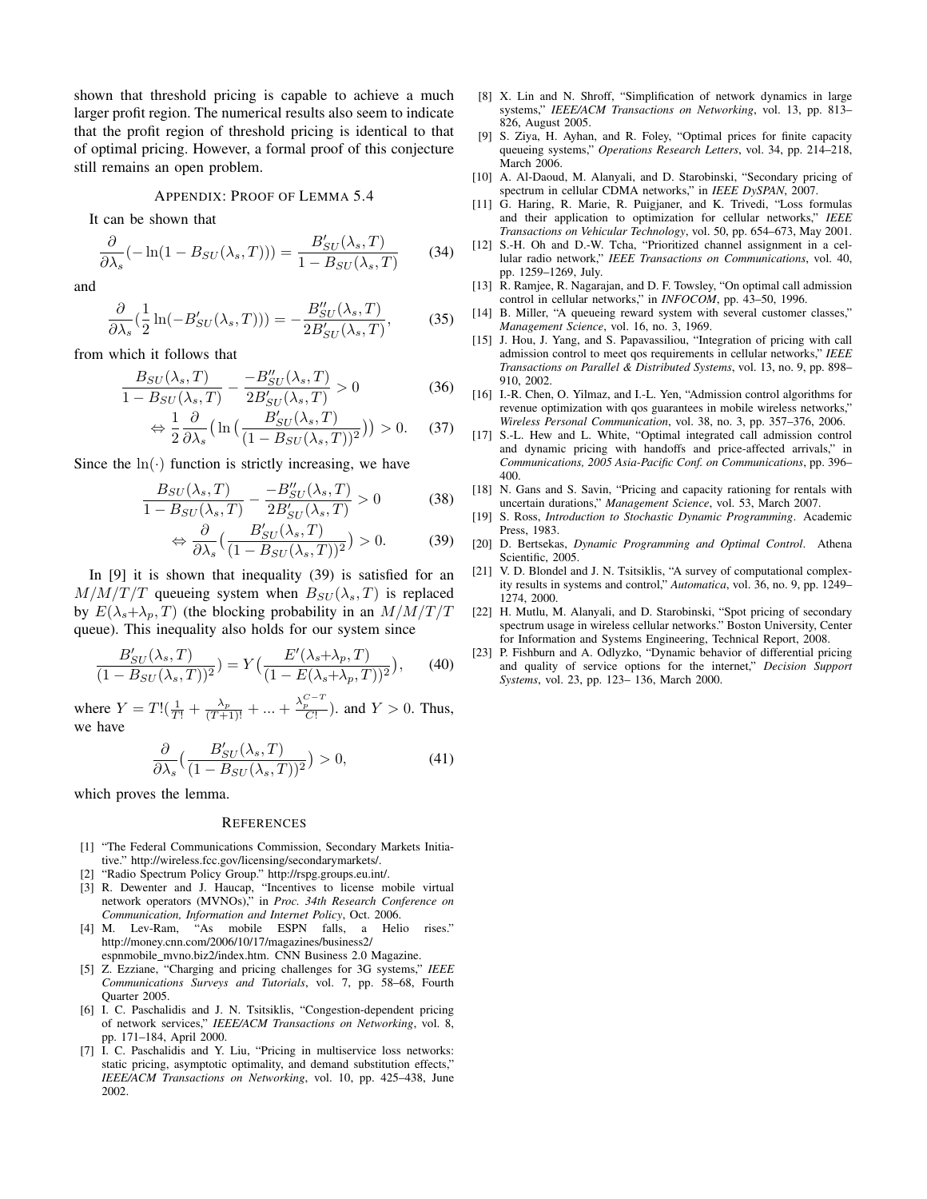shown that threshold pricing is capable to achieve a much larger profit region. The numerical results also seem to indicate that the profit region of threshold pricing is identical to that of optimal pricing. However, a formal proof of this conjecture still remains an open problem.

## Appendix: Proof of Lemma 5.4

It can be shown that

$$\frac{\partial}{\partial \lambda_s}(-\ln(1 - B_{SU}(\lambda_s, T))) = \frac{B'_{SU}(\lambda_s, T)}{1 - B_{SU}(\lambda_s, T)} \tag{34}$$

and

$$\frac{\partial}{\partial \lambda_s}(\frac{1}{2}\ln(-B'_{SU}(\lambda_s, T))) = -\frac{B''_{SU}(\lambda_s, T)}{2B'_{SU}(\lambda_s, T)}, \tag{35}$$

from which it follows that

$$\frac{B_{SU}(\lambda_s, T)}{1 - B_{SU}(\lambda_s, T)} - \frac{-B''_{SU}(\lambda_s, T)}{2B'_{SU}(\lambda_s, T)} > 0 \tag{36}$$

$$\Leftrightarrow \frac{1}{2}\frac{\partial}{\partial \lambda_s}\big(\ln\big(\frac{B'_{SU}(\lambda_s, T)}{(1 - B_{SU}(\lambda_s, T))^2}\big)\big) > 0. \tag{37}$$

Since the $\ln(\cdot)$ function is strictly increasing, we have

$$\frac{B_{SU}(\lambda_s, T)}{1 - B_{SU}(\lambda_s, T)} - \frac{-B''_{SU}(\lambda_s, T)}{2B'_{SU}(\lambda_s, T)} > 0 \tag{38}$$

$$\Leftrightarrow \frac{\partial}{\partial \lambda_s}\big(\frac{B'_{SU}(\lambda_s, T)}{(1 - B_{SU}(\lambda_s, T))^2}\big) > 0. \tag{39}$$

In [9] it is shown that inequality (39) is satisfied for an $M/M/T/T$ queueing system when $B_{SU}(\lambda_s, T)$ is replaced by $E(\lambda_s+\lambda_p, T)$ (the blocking probability in an $M/M/T/T$ queue). This inequality also holds for our system since

$$\frac{B'_{SU}(\lambda_s, T)}{(1 - B_{SU}(\lambda_s, T))^2}\big) = Y\big(\frac{E'(\lambda_s+\lambda_p, T)}{(1 - E(\lambda_s+\lambda_p, T))^2}\big), \tag{40}$$

where $Y = T!(\frac{1}{T!} + \frac{\lambda_p}{(T+1)!} + ... + \frac{\lambda_p^{C-T}}{C!})$. and $Y > 0$. Thus, we have

$$\frac{\partial}{\partial \lambda_s}\big(\frac{B'_{SU}(\lambda_s, T)}{(1 - B_{SU}(\lambda_s, T))^2}\big) > 0, \tag{41}$$

which proves the lemma.

## References

[1] "The Federal Communications Commission, Secondary Markets Initiative." http://wireless.fcc.gov/licensing/secondarymarkets/.

[2] "Radio Spectrum Policy Group." http://rspg.groups.eu.int/.

[3] R. Dewenter and J. Haucap, "Incentives to license mobile virtual network operators (MVNOs)," in *Proc. 34th Research Conference on Communication, Information and Internet Policy*, Oct. 2006.

[4] M. Lev-Ram, "As mobile ESPN falls, a Helio rises." http://money.cnn.com/2006/10/17/magazines/business2/espnmobile_mvno.biz2/index.htm. CNN Business 2.0 Magazine.

[5] Z. Ezziane, "Charging and pricing challenges for 3G systems," *IEEE Communications Surveys and Tutorials*, vol. 7, pp. 58–68, Fourth Quarter 2005.

[6] I. C. Paschalidis and J. N. Tsitsiklis, "Congestion-dependent pricing of network services," *IEEE/ACM Transactions on Networking*, vol. 8, pp. 171–184, April 2000.

[7] I. C. Paschalidis and Y. Liu, "Pricing in multiservice loss networks: static pricing, asymptotic optimality, and demand substitution effects," *IEEE/ACM Transactions on Networking*, vol. 10, pp. 425–438, June 2002.

[8] X. Lin and N. Shroff, "Simplification of network dynamics in large systems," *IEEE/ACM Transactions on Networking*, vol. 13, pp. 813–826, August 2005.

[9] S. Ziya, H. Ayhan, and R. Foley, "Optimal prices for finite capacity queueing systems," *Operations Research Letters*, vol. 34, pp. 214–218, March 2006.

[10] A. Al-Daoud, M. Alanyali, and D. Starobinski, "Secondary pricing of spectrum in cellular CDMA networks," in *IEEE DySPAN*, 2007.

[11] G. Haring, R. Marie, R. Puigjaner, and K. Trivedi, "Loss formulas and their application to optimization for cellular networks," *IEEE Transactions on Vehicular Technology*, vol. 50, pp. 654–673, May 2001.

[12] S.-H. Oh and D.-W. Tcha, "Prioritized channel assignment in a cellular radio network," *IEEE Transactions on Communications*, vol. 40, pp. 1259–1269, July.

[13] R. Ramjee, R. Nagarajan, and D. F. Towsley, "On optimal call admission control in cellular networks," in *INFOCOM*, pp. 43–50, 1996.

[14] B. Miller, "A queueing reward system with several customer classes," *Management Science*, vol. 16, no. 3, 1969.

[15] J. Hou, J. Yang, and S. Papavassiliou, "Integration of pricing with call admission control to meet qos requirements in cellular networks," *IEEE Transactions on Parallel & Distributed Systems*, vol. 13, no. 9, pp. 898–910, 2002.

[16] I.-R. Chen, O. Yilmaz, and I.-L. Yen, "Admission control algorithms for revenue optimization with qos guarantees in mobile wireless networks," *Wireless Personal Communication*, vol. 38, no. 3, pp. 357–376, 2006.

[17] S.-L. Hew and L. White, "Optimal integrated call admission control and dynamic pricing with handoffs and price-affected arrivals," in *Communications, 2005 Asia-Pacific Conf. on Communications*, pp. 396–400.

[18] N. Gans and S. Savin, "Pricing and capacity rationing for rentals with uncertain durations," *Management Science*, vol. 53, March 2007.

[19] S. Ross, *Introduction to Stochastic Dynamic Programming*. Academic Press, 1983.

[20] D. Bertsekas, *Dynamic Programming and Optimal Control*. Athena Scientific, 2005.

[21] V. D. Blondel and J. N. Tsitsiklis, "A survey of computational complexity results in systems and control," *Automatica*, vol. 36, no. 9, pp. 1249–1274, 2000.

[22] H. Mutlu, M. Alanyali, and D. Starobinski, "Spot pricing of secondary spectrum usage in wireless cellular networks." Boston University, Center for Information and Systems Engineering, Technical Report, 2008.

[23] P. Fishburn and A. Odlyzko, "Dynamic behavior of differential pricing and quality of service options for the internet," *Decision Support Systems*, vol. 23, pp. 123– 136, March 2000.